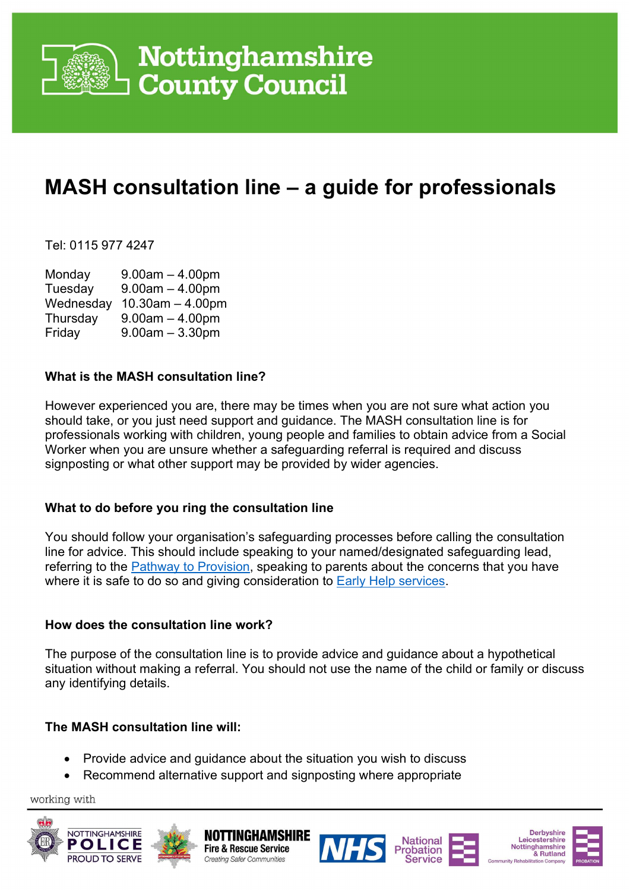Nottinghamshire County Council

# MASH consultation line – a guide for professionals

Tel: 0115 977 4247

| | |
|---|---|
| Monday | 9.00am – 4.00pm |
| Tuesday | 9.00am – 4.00pm |
| Wednesday | 10.30am – 4.00pm |
| Thursday | 9.00am – 4.00pm |
| Friday | 9.00am – 3.30pm |

### What is the MASH consultation line?

However experienced you are, there may be times when you are not sure what action you should take, or you just need support and guidance. The MASH consultation line is for professionals working with children, young people and families to obtain advice from a Social Worker when you are unsure whether a safeguarding referral is required and discuss signposting or what other support may be provided by wider agencies.

### What to do before you ring the consultation line

You should follow your organisation's safeguarding processes before calling the consultation line for advice. This should include speaking to your named/designated safeguarding lead, referring to the Pathway to Provision, speaking to parents about the concerns that you have where it is safe to do so and giving consideration to Early Help services.

### How does the consultation line work?

The purpose of the consultation line is to provide advice and guidance about a hypothetical situation without making a referral. You should not use the name of the child or family or discuss any identifying details.

### The MASH consultation line will:

- Provide advice and guidance about the situation you wish to discuss
- Recommend alternative support and signposting where appropriate

working with

Nottinghamshire Police – Proud to Serve; Nottinghamshire Fire & Rescue Service – Creating Safer Communities; NHS; National Probation Service; Derbyshire Leicestershire Nottinghamshire & Rutland Community Rehabilitation Company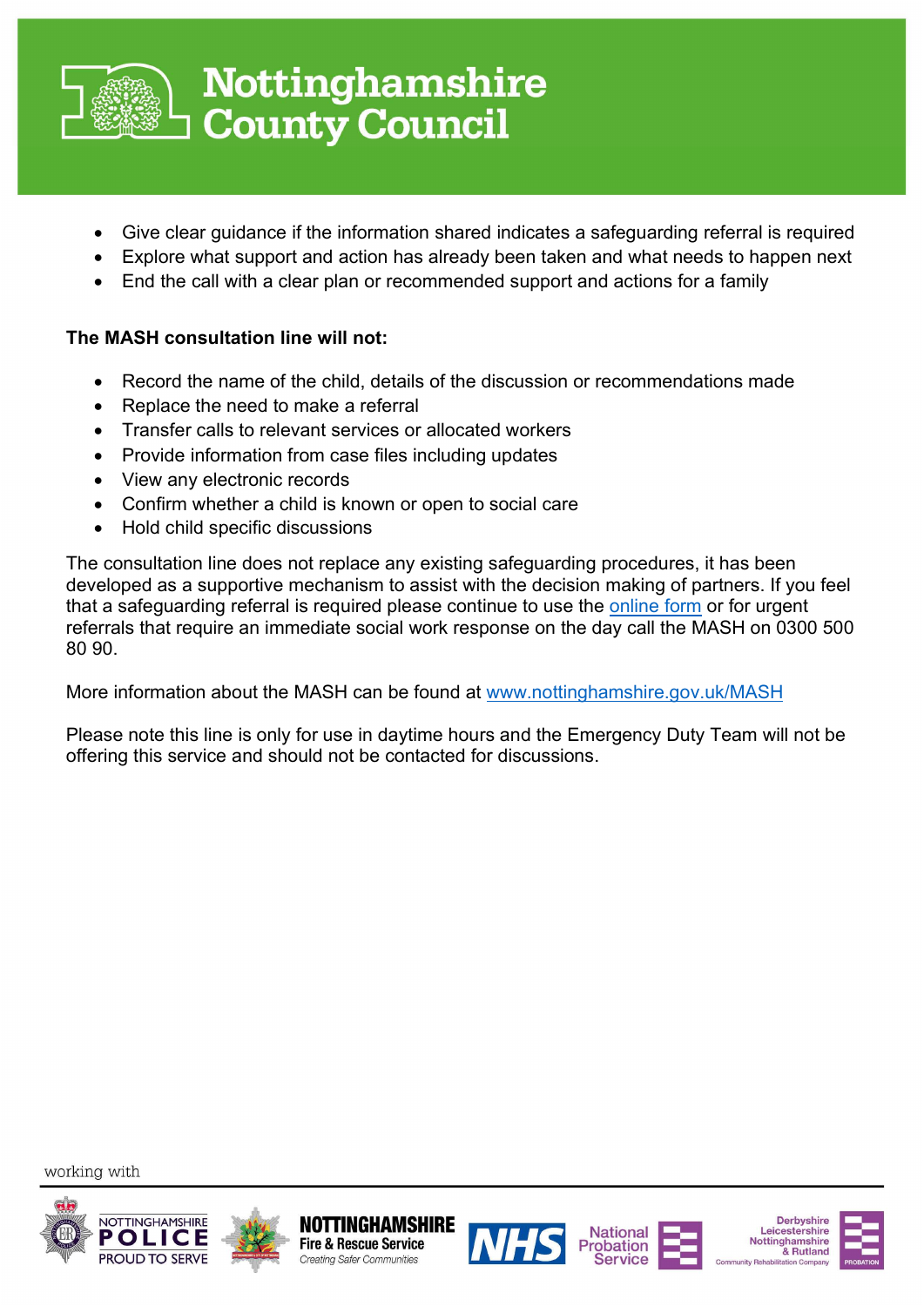- Give clear guidance if the information shared indicates a safeguarding referral is required
- Explore what support and action has already been taken and what needs to happen next
- End the call with a clear plan or recommended support and actions for a family

**The MASH consultation line will not:**

- Record the name of the child, details of the discussion or recommendations made
- Replace the need to make a referral
- Transfer calls to relevant services or allocated workers
- Provide information from case files including updates
- View any electronic records
- Confirm whether a child is known or open to social care
- Hold child specific discussions

The consultation line does not replace any existing safeguarding procedures, it has been developed as a supportive mechanism to assist with the decision making of partners. If you feel that a safeguarding referral is required please continue to use the online form or for urgent referrals that require an immediate social work response on the day call the MASH on 0300 500 80 90.

More information about the MASH can be found at www.nottinghamshire.gov.uk/MASH

Please note this line is only for use in daytime hours and the Emergency Duty Team will not be offering this service and should not be contacted for discussions.